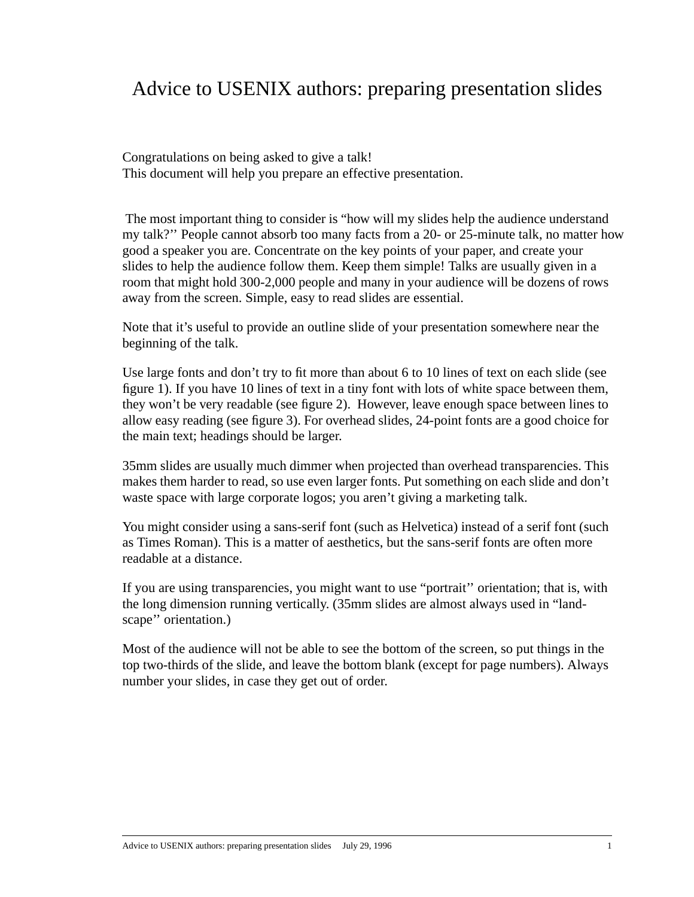# Advice to USENIX authors: preparing presentation slides

Congratulations on being asked to give a talk!
This document will help you prepare an effective presentation.

The most important thing to consider is "how will my slides help the audience understand my talk?'' People cannot absorb too many facts from a 20- or 25-minute talk, no matter how good a speaker you are. Concentrate on the key points of your paper, and create your slides to help the audience follow them. Keep them simple! Talks are usually given in a room that might hold 300-2,000 people and many in your audience will be dozens of rows away from the screen. Simple, easy to read slides are essential.

Note that it's useful to provide an outline slide of your presentation somewhere near the beginning of the talk.

Use large fonts and don't try to fit more than about 6 to 10 lines of text on each slide (see figure 1). If you have 10 lines of text in a tiny font with lots of white space between them, they won't be very readable (see figure 2). However, leave enough space between lines to allow easy reading (see figure 3). For overhead slides, 24-point fonts are a good choice for the main text; headings should be larger.

35mm slides are usually much dimmer when projected than overhead transparencies. This makes them harder to read, so use even larger fonts. Put something on each slide and don't waste space with large corporate logos; you aren't giving a marketing talk.

You might consider using a sans-serif font (such as Helvetica) instead of a serif font (such as Times Roman). This is a matter of aesthetics, but the sans-serif fonts are often more readable at a distance.

If you are using transparencies, you might want to use "portrait'' orientation; that is, with the long dimension running vertically. (35mm slides are almost always used in "landscape'' orientation.)

Most of the audience will not be able to see the bottom of the screen, so put things in the top two-thirds of the slide, and leave the bottom blank (except for page numbers). Always number your slides, in case they get out of order.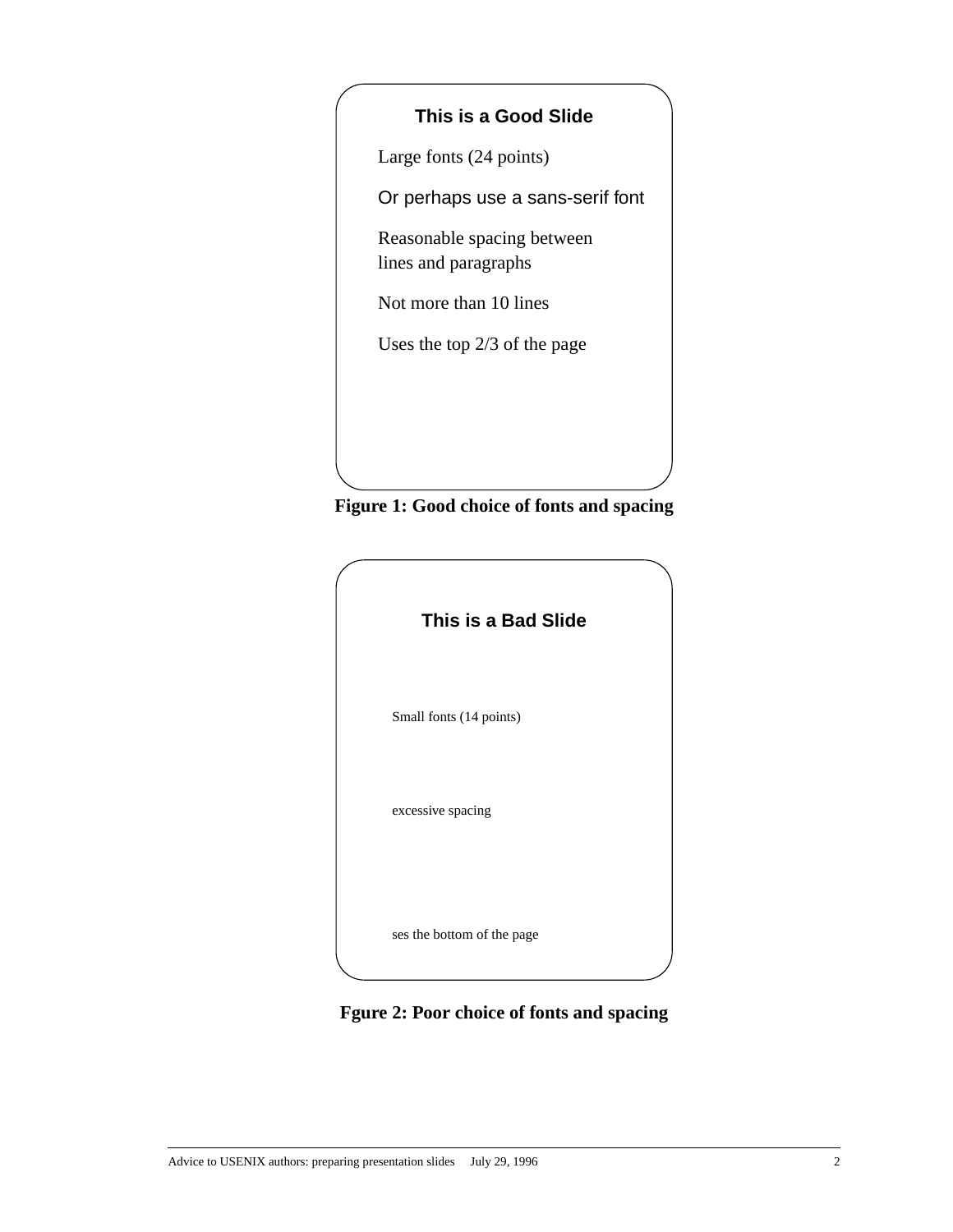**This is a Good Slide**

Large fonts (24 points)

Or perhaps use a sans-serif font

Reasonable spacing between
lines and paragraphs

Not more than 10 lines

Uses the top 2/3 of the page

**Figure 1: Good choice of fonts and spacing**

**This is a Bad Slide**

Small fonts (14 points)

excessive spacing

ses the bottom of the page

**Fgure 2: Poor choice of fonts and spacing**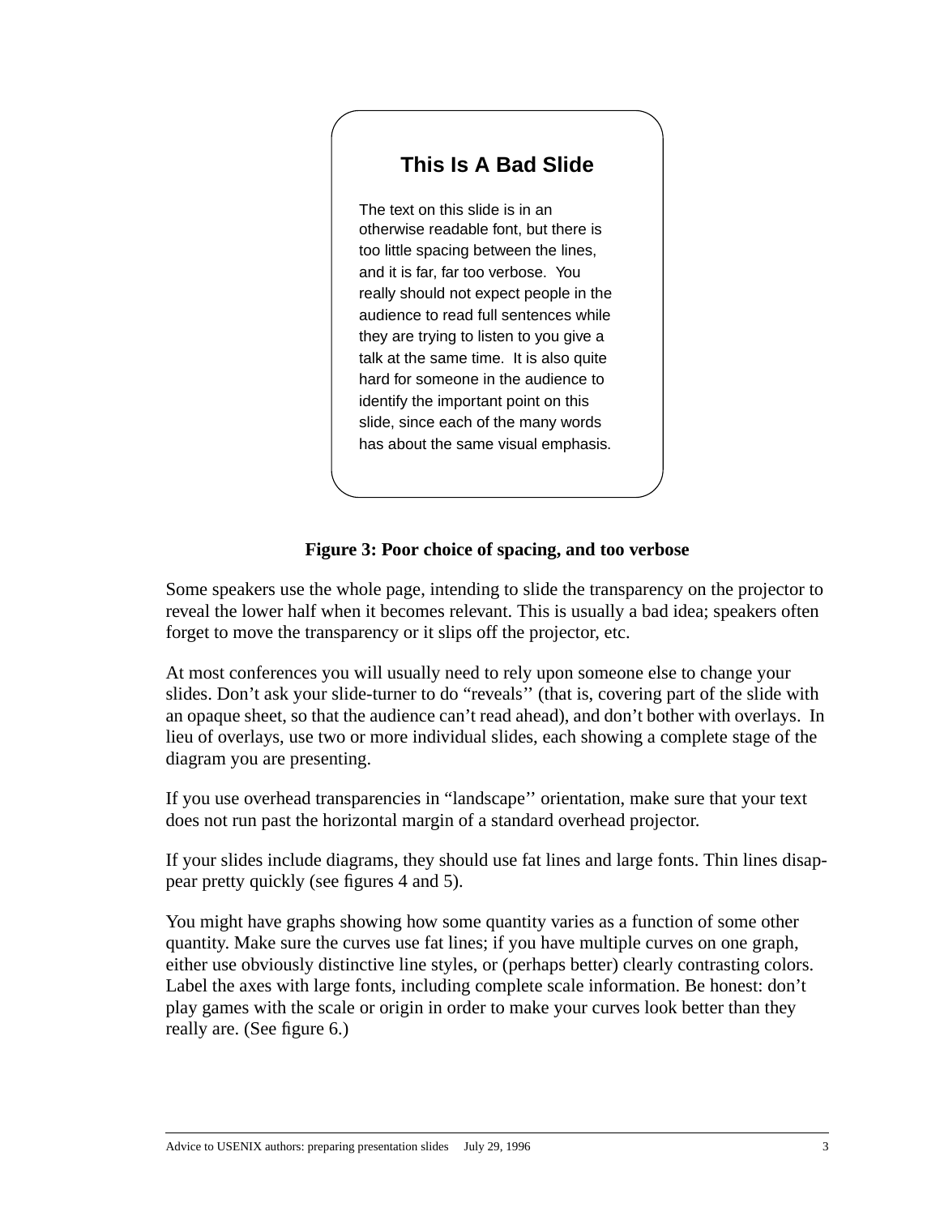**This Is A Bad Slide**

The text on this slide is in an otherwise readable font, but there is too little spacing between the lines, and it is far, far too verbose. You really should not expect people in the audience to read full sentences while they are trying to listen to you give a talk at the same time. It is also quite hard for someone in the audience to identify the important point on this slide, since each of the many words has about the same visual emphasis.

**Figure 3: Poor choice of spacing, and too verbose**

Some speakers use the whole page, intending to slide the transparency on the projector to reveal the lower half when it becomes relevant. This is usually a bad idea; speakers often forget to move the transparency or it slips off the projector, etc.

At most conferences you will usually need to rely upon someone else to change your slides. Don't ask your slide-turner to do "reveals'' (that is, covering part of the slide with an opaque sheet, so that the audience can't read ahead), and don't bother with overlays. In lieu of overlays, use two or more individual slides, each showing a complete stage of the diagram you are presenting.

If you use overhead transparencies in "landscape'' orientation, make sure that your text does not run past the horizontal margin of a standard overhead projector.

If your slides include diagrams, they should use fat lines and large fonts. Thin lines disappear pretty quickly (see figures 4 and 5).

You might have graphs showing how some quantity varies as a function of some other quantity. Make sure the curves use fat lines; if you have multiple curves on one graph, either use obviously distinctive line styles, or (perhaps better) clearly contrasting colors. Label the axes with large fonts, including complete scale information. Be honest: don't play games with the scale or origin in order to make your curves look better than they really are. (See figure 6.)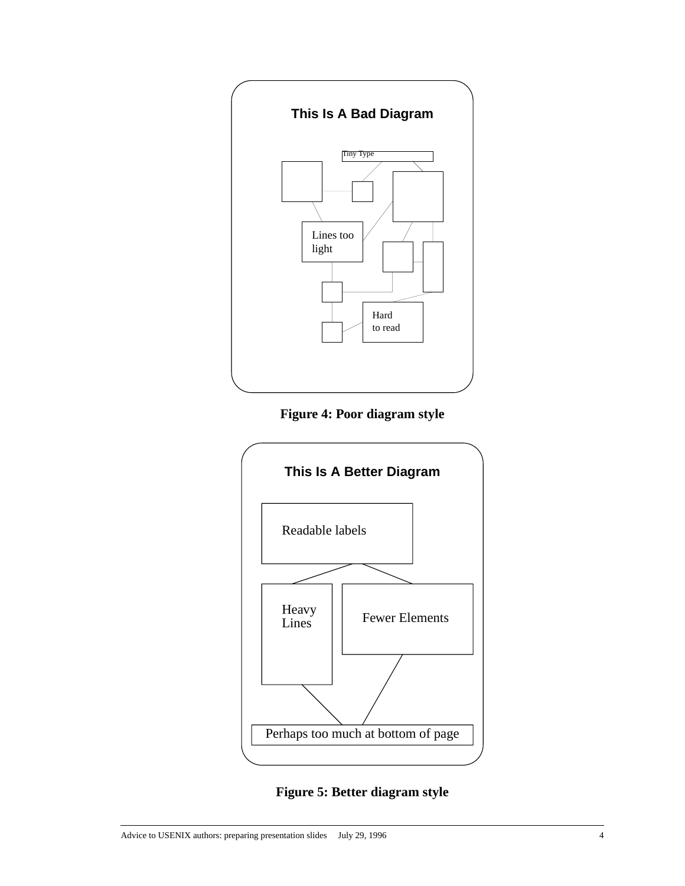**This Is A Bad Diagram**

Tiny Type

Lines too light

Hard to read

**Figure 4: Poor diagram style**

**This Is A Better Diagram**

Readable labels

Heavy Lines

Fewer Elements

Perhaps too much at bottom of page

**Figure 5: Better diagram style**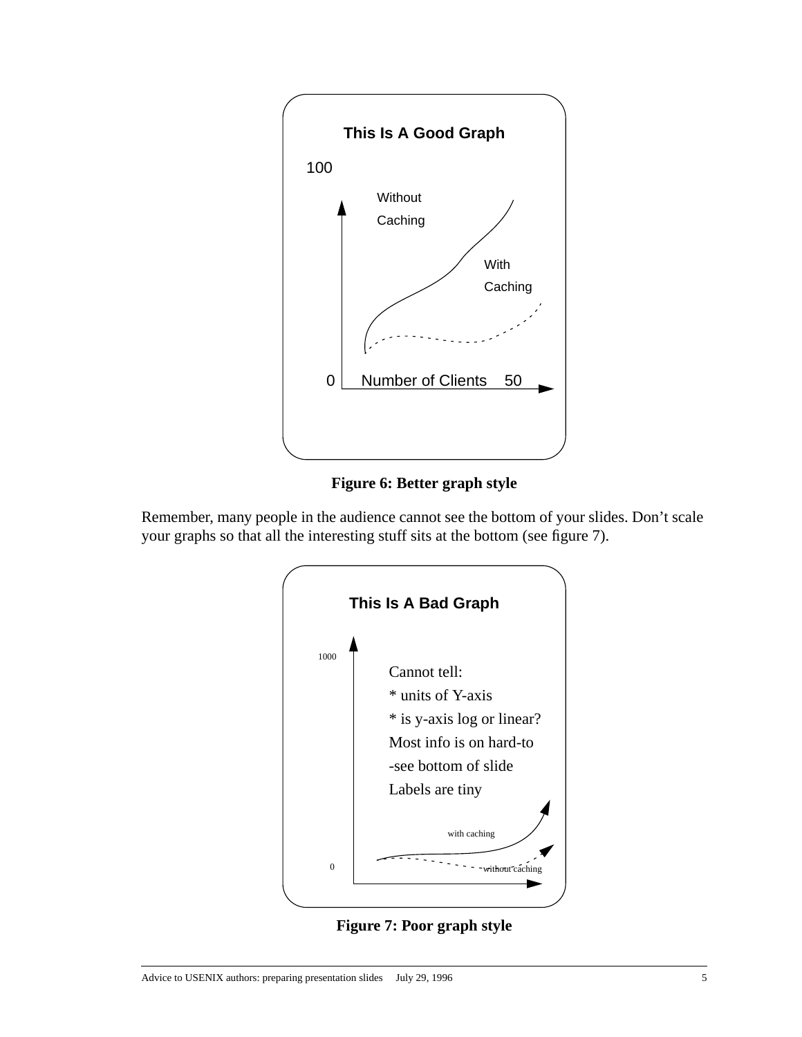**Figure 6: Better graph style**

Remember, many people in the audience cannot see the bottom of your slides. Don't scale your graphs so that all the interesting stuff sits at the bottom (see figure 7).

**Figure 7: Poor graph style**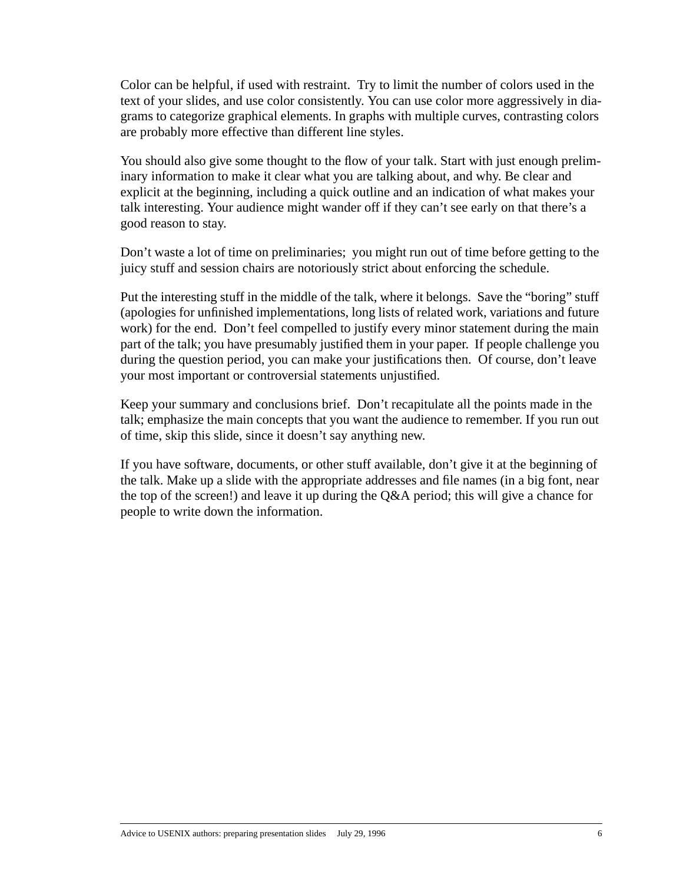Color can be helpful, if used with restraint. Try to limit the number of colors used in the text of your slides, and use color consistently. You can use color more aggressively in diagrams to categorize graphical elements. In graphs with multiple curves, contrasting colors are probably more effective than different line styles.

You should also give some thought to the flow of your talk. Start with just enough preliminary information to make it clear what you are talking about, and why. Be clear and explicit at the beginning, including a quick outline and an indication of what makes your talk interesting. Your audience might wander off if they can't see early on that there's a good reason to stay.

Don't waste a lot of time on preliminaries; you might run out of time before getting to the juicy stuff and session chairs are notoriously strict about enforcing the schedule.

Put the interesting stuff in the middle of the talk, where it belongs. Save the "boring" stuff (apologies for unfinished implementations, long lists of related work, variations and future work) for the end. Don't feel compelled to justify every minor statement during the main part of the talk; you have presumably justified them in your paper. If people challenge you during the question period, you can make your justifications then. Of course, don't leave your most important or controversial statements unjustified.

Keep your summary and conclusions brief. Don't recapitulate all the points made in the talk; emphasize the main concepts that you want the audience to remember. If you run out of time, skip this slide, since it doesn't say anything new.

If you have software, documents, or other stuff available, don't give it at the beginning of the talk. Make up a slide with the appropriate addresses and file names (in a big font, near the top of the screen!) and leave it up during the Q&A period; this will give a chance for people to write down the information.